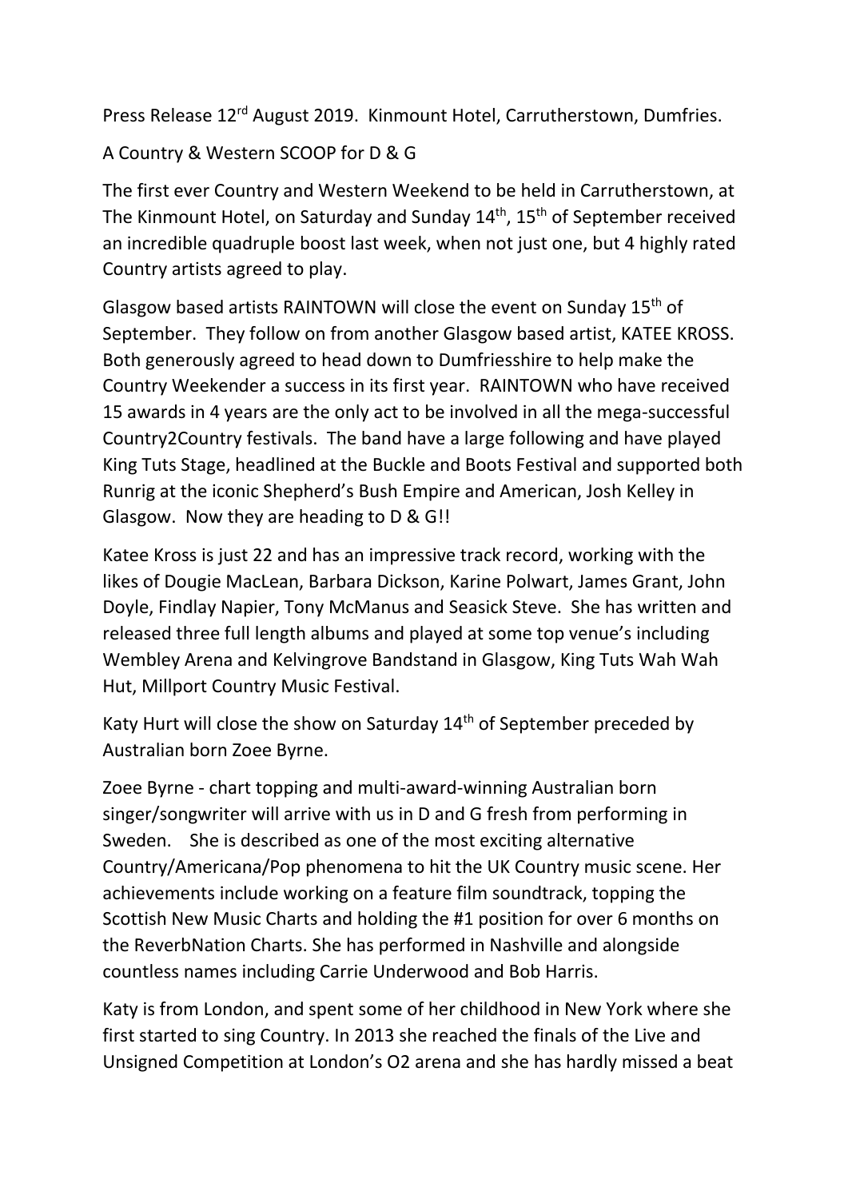Press Release 12rd August 2019. Kinmount Hotel, Carrutherstown, Dumfries.

A Country & Western SCOOP for D & G

The first ever Country and Western Weekend to be held in Carrutherstown, at The Kinmount Hotel, on Saturday and Sunday 14th, 15th of September received an incredible quadruple boost last week, when not just one, but 4 highly rated Country artists agreed to play.

Glasgow based artists RAINTOWN will close the event on Sunday 15th of September. They follow on from another Glasgow based artist, KATEE KROSS. Both generously agreed to head down to Dumfriesshire to help make the Country Weekender a success in its first year. RAINTOWN who have received 15 awards in 4 years are the only act to be involved in all the mega-successful Country2Country festivals. The band have a large following and have played King Tuts Stage, headlined at the Buckle and Boots Festival and supported both Runrig at the iconic Shepherd's Bush Empire and American, Josh Kelley in Glasgow. Now they are heading to D & G!!

Katee Kross is just 22 and has an impressive track record, working with the likes of Dougie MacLean, Barbara Dickson, Karine Polwart, James Grant, John Doyle, Findlay Napier, Tony McManus and Seasick Steve. She has written and released three full length albums and played at some top venue's including Wembley Arena and Kelvingrove Bandstand in Glasgow, King Tuts Wah Wah Hut, Millport Country Music Festival.

Katy Hurt will close the show on Saturday 14th of September preceded by Australian born Zoee Byrne.

Zoee Byrne - chart topping and multi-award-winning Australian born singer/songwriter will arrive with us in D and G fresh from performing in Sweden. She is described as one of the most exciting alternative Country/Americana/Pop phenomena to hit the UK Country music scene. Her achievements include working on a feature film soundtrack, topping the Scottish New Music Charts and holding the #1 position for over 6 months on the ReverbNation Charts. She has performed in Nashville and alongside countless names including Carrie Underwood and Bob Harris.

Katy is from London, and spent some of her childhood in New York where she first started to sing Country. In 2013 she reached the finals of the Live and Unsigned Competition at London's O2 arena and she has hardly missed a beat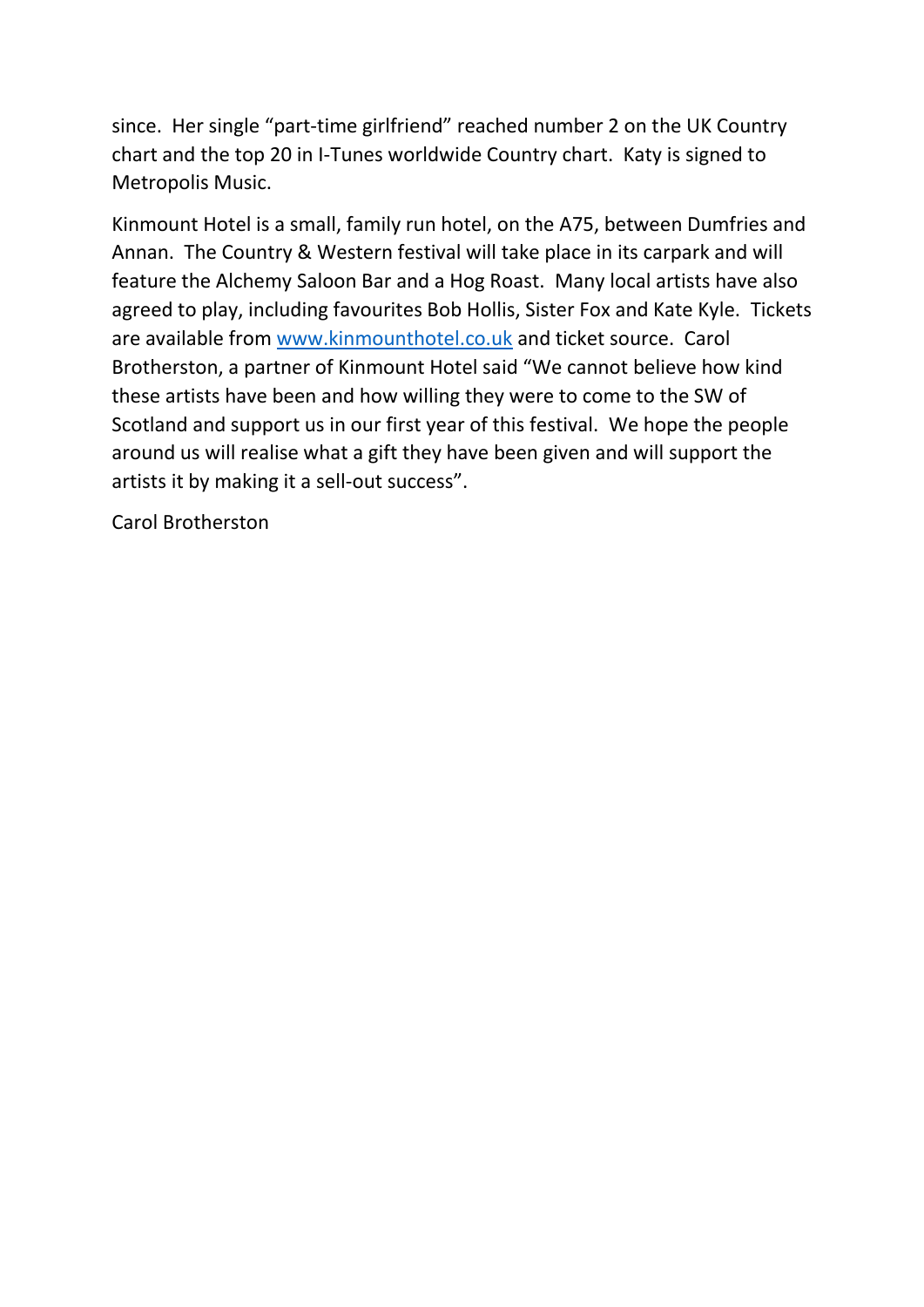since.  Her single "part-time girlfriend" reached number 2 on the UK Country chart and the top 20 in I-Tunes worldwide Country chart.  Katy is signed to Metropolis Music.

Kinmount Hotel is a small, family run hotel, on the A75, between Dumfries and Annan.  The Country & Western festival will take place in its carpark and will feature the Alchemy Saloon Bar and a Hog Roast.  Many local artists have also agreed to play, including favourites Bob Hollis, Sister Fox and Kate Kyle.  Tickets are available from [www.kinmounthotel.co.uk](http://www.kinmounthotel.co.uk) and ticket source.  Carol Brotherston, a partner of Kinmount Hotel said "We cannot believe how kind these artists have been and how willing they were to come to the SW of Scotland and support us in our first year of this festival.  We hope the people around us will realise what a gift they have been given and will support the artists it by making it a sell-out success".

Carol Brotherston